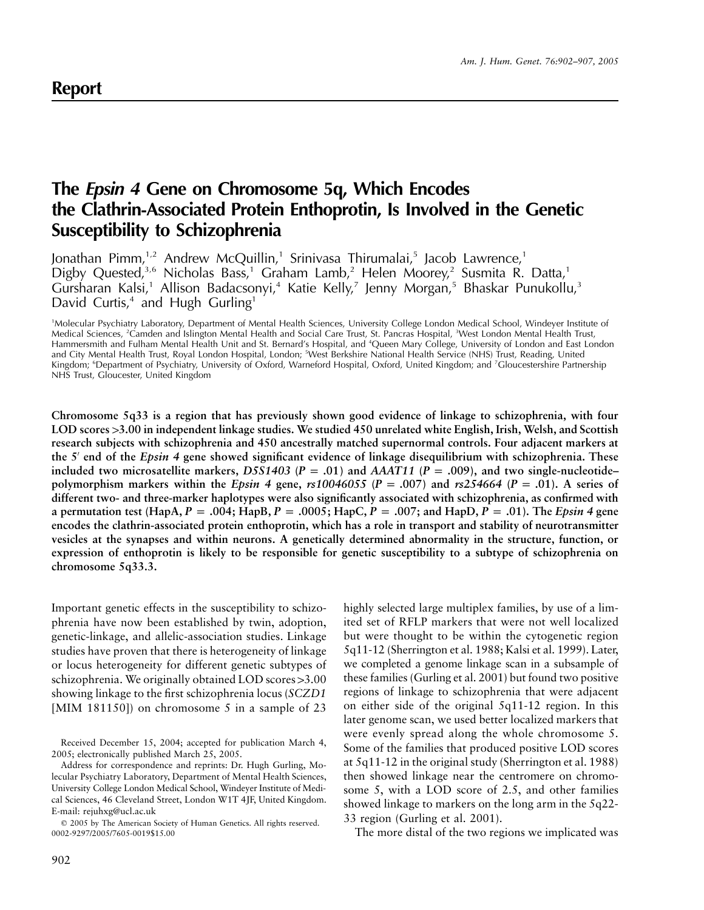## Report

# The *Epsin 4* Gene on Chromosome 5q, Which Encodes the Clathrin-Associated Protein Enthoprotin, Is Involved in the Genetic Susceptibility to Schizophrenia

Jonathan Pimm,[1,2] Andrew McQuillin,[1] Srinivasa Thirumalai,[5] Jacob Lawrence,[1] Digby Quested,[3,6] Nicholas Bass,[1] Graham Lamb,[2] Helen Moorey,[2] Susmita R. Datta,[1] Gursharan Kalsi,[1] Allison Badacsonyi,[4] Katie Kelly,[7] Jenny Morgan,[5] Bhaskar Punukollu,[3] David Curtis,[4] and Hugh Gurling[1]

[1]Molecular Psychiatry Laboratory, Department of Mental Health Sciences, University College London Medical School, Windeyer Institute of Medical Sciences, [2]Camden and Islington Mental Health and Social Care Trust, St. Pancras Hospital, [3]West London Mental Health Trust, Hammersmith and Fulham Mental Health Unit and St. Bernard's Hospital, and [4]Queen Mary College, University of London and East London and City Mental Health Trust, Royal London Hospital, London; [5]West Berkshire National Health Service (NHS) Trust, Reading, United Kingdom; [6]Department of Psychiatry, University of Oxford, Warneford Hospital, Oxford, United Kingdom; and [7]Gloucestershire Partnership NHS Trust, Gloucester, United Kingdom

**Chromosome 5q33 is a region that has previously shown good evidence of linkage to schizophrenia, with four LOD scores >3.00 in independent linkage studies. We studied 450 unrelated white English, Irish, Welsh, and Scottish research subjects with schizophrenia and 450 ancestrally matched supernormal controls. Four adjacent markers at the 5′ end of the *Epsin 4* gene showed significant evidence of linkage disequilibrium with schizophrenia. These included two microsatellite markers, *D5S1403* ($P = .01$) and *AAAT11* ($P = .009$), and two single-nucleotide–polymorphism markers within the *Epsin 4* gene, *rs10046055* ($P = .007$) and *rs254664* ($P = .01$). A series of different two- and three-marker haplotypes were also significantly associated with schizophrenia, as confirmed with a permutation test (HapA, $P = .004$; HapB, $P = .0005$; HapC, $P = .007$; and HapD, $P = .01$). The *Epsin 4* gene encodes the clathrin-associated protein enthoprotin, which has a role in transport and stability of neurotransmitter vesicles at the synapses and within neurons. A genetically determined abnormality in the structure, function, or expression of enthoprotin is likely to be responsible for genetic susceptibility to a subtype of schizophrenia on chromosome 5q33.3.**

Important genetic effects in the susceptibility to schizophrenia have now been established by twin, adoption, genetic-linkage, and allelic-association studies. Linkage studies have proven that there is heterogeneity of linkage or locus heterogeneity for different genetic subtypes of schizophrenia. We originally obtained LOD scores >3.00 showing linkage to the first schizophrenia locus (*SCZD1* [MIM 181150]) on chromosome 5 in a sample of 23 highly selected large multiplex families, by use of a limited set of RFLP markers that were not well localized but were thought to be within the cytogenetic region 5q11-12 (Sherrington et al. 1988; Kalsi et al. 1999). Later, we completed a genome linkage scan in a subsample of these families (Gurling et al. 2001) but found two positive regions of linkage to schizophrenia that were adjacent on either side of the original 5q11-12 region. In this later genome scan, we used better localized markers that were evenly spread along the whole chromosome 5. Some of the families that produced positive LOD scores at 5q11-12 in the original study (Sherrington et al. 1988) then showed linkage near the centromere on chromosome 5, with a LOD score of 2.5, and other families showed linkage to markers on the long arm in the 5q22-33 region (Gurling et al. 2001).

The more distal of the two regions we implicated was

Received December 15, 2004; accepted for publication March 4, 2005; electronically published March 25, 2005.

Address for correspondence and reprints: Dr. Hugh Gurling, Molecular Psychiatry Laboratory, Department of Mental Health Sciences, University College London Medical School, Windeyer Institute of Medical Sciences, 46 Cleveland Street, London W1T 4JF, United Kingdom. E-mail: rejuhxg@ucl.ac.uk

© 2005 by The American Society of Human Genetics. All rights reserved. 0002-9297/2005/7605-0019$15.00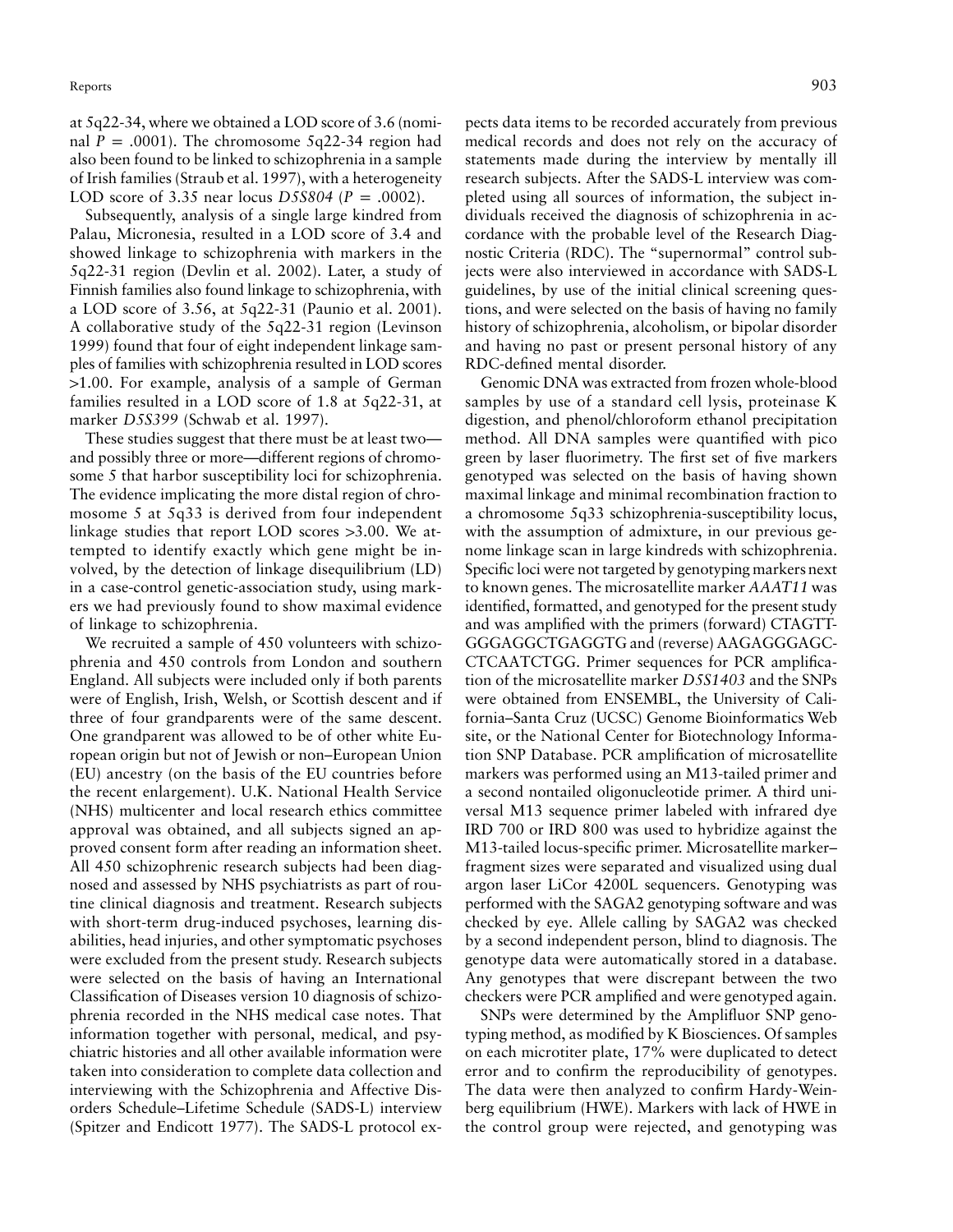at 5q22-34, where we obtained a LOD score of 3.6 (nominal $P = .0001$). The chromosome 5q22-34 region had also been found to be linked to schizophrenia in a sample of Irish families (Straub et al. 1997), with a heterogeneity LOD score of 3.35 near locus *D5S804* ($P = .0002$).

Subsequently, analysis of a single large kindred from Palau, Micronesia, resulted in a LOD score of 3.4 and showed linkage to schizophrenia with markers in the 5q22-31 region (Devlin et al. 2002). Later, a study of Finnish families also found linkage to schizophrenia, with a LOD score of 3.56, at 5q22-31 (Paunio et al. 2001). A collaborative study of the 5q22-31 region (Levinson 1999) found that four of eight independent linkage samples of families with schizophrenia resulted in LOD scores >1.00. For example, analysis of a sample of German families resulted in a LOD score of 1.8 at 5q22-31, at marker *D5S399* (Schwab et al. 1997).

These studies suggest that there must be at least two—and possibly three or more—different regions of chromosome 5 that harbor susceptibility loci for schizophrenia. The evidence implicating the more distal region of chromosome 5 at 5q33 is derived from four independent linkage studies that report LOD scores >3.00. We attempted to identify exactly which gene might be involved, by the detection of linkage disequilibrium (LD) in a case-control genetic-association study, using markers we had previously found to show maximal evidence of linkage to schizophrenia.

We recruited a sample of 450 volunteers with schizophrenia and 450 controls from London and southern England. All subjects were included only if both parents were of English, Irish, Welsh, or Scottish descent and if three of four grandparents were of the same descent. One grandparent was allowed to be of other white European origin but not of Jewish or non–European Union (EU) ancestry (on the basis of the EU countries before the recent enlargement). U.K. National Health Service (NHS) multicenter and local research ethics committee approval was obtained, and all subjects signed an approved consent form after reading an information sheet. All 450 schizophrenic research subjects had been diagnosed and assessed by NHS psychiatrists as part of routine clinical diagnosis and treatment. Research subjects with short-term drug-induced psychoses, learning disabilities, head injuries, and other symptomatic psychoses were excluded from the present study. Research subjects were selected on the basis of having an International Classification of Diseases version 10 diagnosis of schizophrenia recorded in the NHS medical case notes. That information together with personal, medical, and psychiatric histories and all other available information were taken into consideration to complete data collection and interviewing with the Schizophrenia and Affective Disorders Schedule–Lifetime Schedule (SADS-L) interview (Spitzer and Endicott 1977). The SADS-L protocol expects data items to be recorded accurately from previous medical records and does not rely on the accuracy of statements made during the interview by mentally ill research subjects. After the SADS-L interview was completed using all sources of information, the subject individuals received the diagnosis of schizophrenia in accordance with the probable level of the Research Diagnostic Criteria (RDC). The "supernormal" control subjects were also interviewed in accordance with SADS-L guidelines, by use of the initial clinical screening questions, and were selected on the basis of having no family history of schizophrenia, alcoholism, or bipolar disorder and having no past or present personal history of any RDC-defined mental disorder.

Genomic DNA was extracted from frozen whole-blood samples by use of a standard cell lysis, proteinase K digestion, and phenol/chloroform ethanol precipitation method. All DNA samples were quantified with pico green by laser fluorimetry. The first set of five markers genotyped was selected on the basis of having shown maximal linkage and minimal recombination fraction to a chromosome 5q33 schizophrenia-susceptibility locus, with the assumption of admixture, in our previous genome linkage scan in large kindreds with schizophrenia. Specific loci were not targeted by genotyping markers next to known genes. The microsatellite marker *AAAT11* was identified, formatted, and genotyped for the present study and was amplified with the primers (forward) CTAGTTGGGAGGCTGAGGTG and (reverse) AAGAGGGAGCCTCAATCTGG. Primer sequences for PCR amplification of the microsatellite marker *D5S1403* and the SNPs were obtained from ENSEMBL, the University of California–Santa Cruz (UCSC) Genome Bioinformatics Web site, or the National Center for Biotechnology Information SNP Database. PCR amplification of microsatellite markers was performed using an M13-tailed primer and a second nontailed oligonucleotide primer. A third universal M13 sequence primer labeled with infrared dye IRD 700 or IRD 800 was used to hybridize against the M13-tailed locus-specific primer. Microsatellite marker–fragment sizes were separated and visualized using dual argon laser LiCor 4200L sequencers. Genotyping was performed with the SAGA2 genotyping software and was checked by eye. Allele calling by SAGA2 was checked by a second independent person, blind to diagnosis. The genotype data were automatically stored in a database. Any genotypes that were discrepant between the two checkers were PCR amplified and were genotyped again.

SNPs were determined by the Amplifluor SNP genotyping method, as modified by K Biosciences. Of samples on each microtiter plate, 17% were duplicated to detect error and to confirm the reproducibility of genotypes. The data were then analyzed to confirm Hardy-Weinberg equilibrium (HWE). Markers with lack of HWE in the control group were rejected, and genotyping was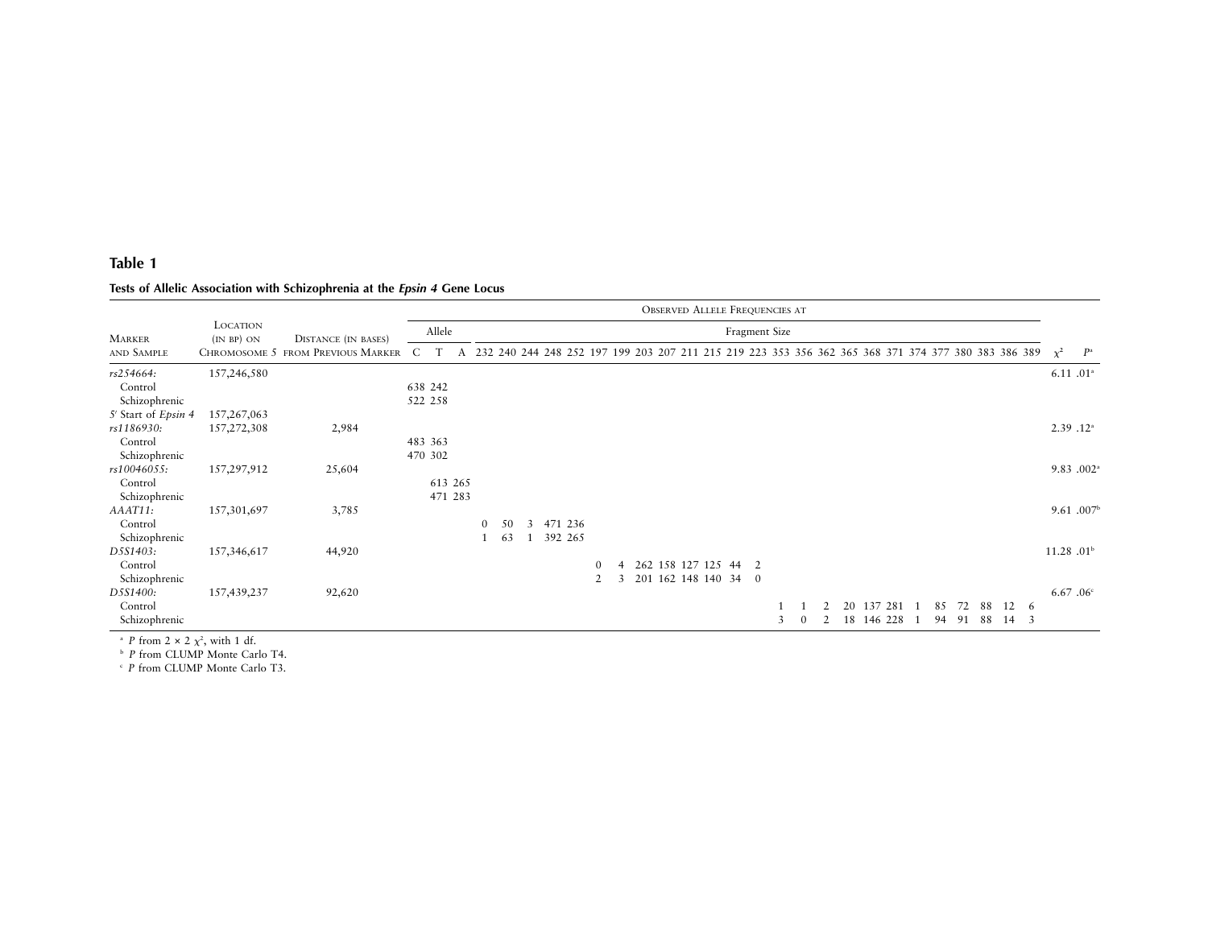**Table 1**

**Tests of Allelic Association with Schizophrenia at the *Epsin 4* Gene Locus**

| Marker and Sample | Location (in bp) on Chromosome 5 | Distance (in bases) from Previous Marker | Observed Allele Frequencies at | | | | | | | | | | | | | | | | | | | | | | | | | | | | $\chi^2$ | $P$[a] |
|---|---|---|---|---|---|---|---|---|---|---|---|---|---|---|---|---|---|---|---|---|---|---|---|---|---|---|---|---|---|---|---|---|
| | | | Allele | | | Fragment Size | | | | | | | | | | | | | | | | | | | | | | | | | | |
| | | | C | T | A | 232 | 240 | 244 | 248 | 252 | 197 | 199 | 203 | 207 | 211 | 215 | 219 | 223 | 353 | 356 | 362 | 365 | 368 | 371 | 374 | 377 | 380 | 383 | 386 | 389 | | |
| *rs254664:* | 157,246,580 | | | | | | | | | | | | | | | | | | | | | | | | | | | | | | 6.11 | .01[a] |
| Control | | | 638 | 242 | | | | | | | | | | | | | | | | | | | | | | | | | | | | |
| Schizophrenic | | | 522 | 258 | | | | | | | | | | | | | | | | | | | | | | | | | | | | |
| 5′ Start of *Epsin 4* | 157,267,063 | | | | | | | | | | | | | | | | | | | | | | | | | | | | | | | |
| *rs1186930:* | 157,272,308 | 2,984 | | | | | | | | | | | | | | | | | | | | | | | | | | | | | 2.39 | .12[a] |
| Control | | | 483 | 363 | | | | | | | | | | | | | | | | | | | | | | | | | | | | |
| Schizophrenic | | | 470 | 302 | | | | | | | | | | | | | | | | | | | | | | | | | | | | |
| *rs10046055:* | 157,297,912 | 25,604 | | | | | | | | | | | | | | | | | | | | | | | | | | | | | 9.83 | .002[a] |
| Control | | | | 613 | 265 | | | | | | | | | | | | | | | | | | | | | | | | | | | |
| Schizophrenic | | | | 471 | 283 | | | | | | | | | | | | | | | | | | | | | | | | | | | |
| *AAAT11:* | 157,301,697 | 3,785 | | | | | | | | | | | | | | | | | | | | | | | | | | | | | 9.61 | .007[b] |
| Control | | | | | | 0 | 50 | 3 | 471 | 236 | | | | | | | | | | | | | | | | | | | | | | |
| Schizophrenic | | | | | | 1 | 63 | 1 | 392 | 265 | | | | | | | | | | | | | | | | | | | | | | |
| *D5S1403:* | 157,346,617 | 44,920 | | | | | | | | | | | | | | | | | | | | | | | | | | | | | 11.28 | .01[b] |
| Control | | | | | | | | | | | 0 | 4 | 262 | 158 | 127 | 125 | 44 | 2 | | | | | | | | | | | | | | |
| Schizophrenic | | | | | | | | | | | 2 | 3 | 201 | 162 | 148 | 140 | 34 | 0 | | | | | | | | | | | | | | |
| *D5S1400:* | 157,439,237 | 92,620 | | | | | | | | | | | | | | | | | | | | | | | | | | | | | 6.67 | .06[c] |
| Control | | | | | | | | | | | | | | | | | | | 1 | 1 | 2 | 20 | 137 | 281 | 1 | 85 | 72 | 88 | 12 | 6 | | |
| Schizophrenic | | | | | | | | | | | | | | | | | | | 3 | 0 | 2 | 18 | 146 | 228 | 1 | 94 | 91 | 88 | 14 | 3 | | |

[a] $P$ from $2 \times 2$ $\chi^2$, with 1 df.

[b] $P$ from CLUMP Monte Carlo T4.

[c] $P$ from CLUMP Monte Carlo T3.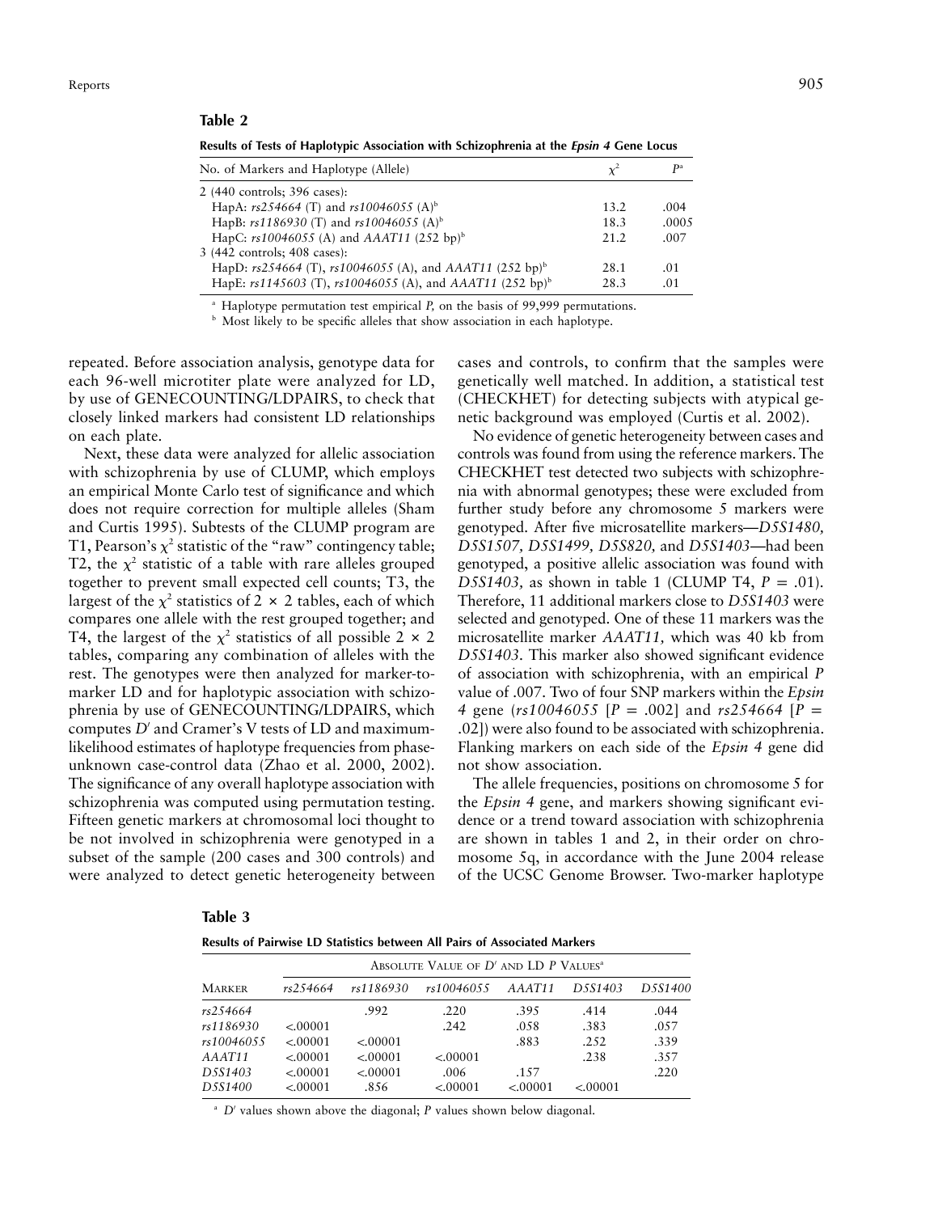**Table 2**

**Results of Tests of Haplotypic Association with Schizophrenia at the *Epsin 4* Gene Locus**

| No. of Markers and Haplotype (Allele) | $\chi^2$ | $P$[a] |
|---|---|---|
| 2 (440 controls; 396 cases): | | |
| HapA: *rs254664* (T) and *rs10046055* (A)[b] | 13.2 | .004 |
| HapB: *rs1186930* (T) and *rs10046055* (A)[b] | 18.3 | .0005 |
| HapC: *rs10046055* (A) and *AAAT11* (252 bp)[b] | 21.2 | .007 |
| 3 (442 controls; 408 cases): | | |
| HapD: *rs254664* (T), *rs10046055* (A), and *AAAT11* (252 bp)[b] | 28.1 | .01 |
| HapE: *rs1145603* (T), *rs10046055* (A), and *AAAT11* (252 bp)[b] | 28.3 | .01 |

[a] Haplotype permutation test empirical *P,* on the basis of 99,999 permutations.

[b] Most likely to be specific alleles that show association in each haplotype.

repeated. Before association analysis, genotype data for each 96-well microtiter plate were analyzed for LD, by use of GENECOUNTING/LDPAIRS, to check that closely linked markers had consistent LD relationships on each plate.

Next, these data were analyzed for allelic association with schizophrenia by use of CLUMP, which employs an empirical Monte Carlo test of significance and which does not require correction for multiple alleles (Sham and Curtis 1995). Subtests of the CLUMP program are T1, Pearson's $\chi^2$ statistic of the "raw" contingency table; T2, the $\chi^2$ statistic of a table with rare alleles grouped together to prevent small expected cell counts; T3, the largest of the $\chi^2$ statistics of $2 \times 2$ tables, each of which compares one allele with the rest grouped together; and T4, the largest of the $\chi^2$ statistics of all possible $2 \times 2$ tables, comparing any combination of alleles with the rest. The genotypes were then analyzed for marker-to-marker LD and for haplotypic association with schizophrenia by use of GENECOUNTING/LDPAIRS, which computes $D'$ and Cramer's V tests of LD and maximum-likelihood estimates of haplotype frequencies from phase-unknown case-control data (Zhao et al. 2000, 2002). The significance of any overall haplotype association with schizophrenia was computed using permutation testing. Fifteen genetic markers at chromosomal loci thought to be not involved in schizophrenia were genotyped in a subset of the sample (200 cases and 300 controls) and were analyzed to detect genetic heterogeneity between cases and controls, to confirm that the samples were genetically well matched. In addition, a statistical test (CHECKHET) for detecting subjects with atypical genetic background was employed (Curtis et al. 2002).

No evidence of genetic heterogeneity between cases and controls was found from using the reference markers. The CHECKHET test detected two subjects with schizophrenia with abnormal genotypes; these were excluded from further study before any chromosome 5 markers were genotyped. After five microsatellite markers—*D5S1480, D5S1507, D5S1499, D5S820,* and *D5S1403*—had been genotyped, a positive allelic association was found with *D5S1403,* as shown in table 1 (CLUMP T4, $P = .01$). Therefore, 11 additional markers close to *D5S1403* were selected and genotyped. One of these 11 markers was the microsatellite marker *AAAT11,* which was 40 kb from *D5S1403.* This marker also showed significant evidence of association with schizophrenia, with an empirical *P* value of .007. Two of four SNP markers within the *Epsin 4* gene (*rs10046055* [$P = .002$] and *rs254664* [$P = .02$]) were also found to be associated with schizophrenia. Flanking markers on each side of the *Epsin 4* gene did not show association.

The allele frequencies, positions on chromosome 5 for the *Epsin 4* gene, and markers showing significant evidence or a trend toward association with schizophrenia are shown in tables 1 and 2, in their order on chromosome 5q, in accordance with the June 2004 release of the UCSC Genome Browser. Two-marker haplotype

**Table 3**

**Results of Pairwise LD Statistics between All Pairs of Associated Markers**

| Marker | Absolute Value of $D'$ and LD *P* Values[a] | | | | | |
|---|---|---|---|---|---|---|
| | *rs254664* | *rs1186930* | *rs10046055* | *AAAT11* | *D5S1403* | *D5S1400* |
| *rs254664* | | .992 | .220 | .395 | .414 | .044 |
| *rs1186930* | <.00001 | | .242 | .058 | .383 | .057 |
| *rs10046055* | <.00001 | <.00001 | | .883 | .252 | .339 |
| *AAAT11* | <.00001 | <.00001 | <.00001 | | .238 | .357 |
| *D5S1403* | <.00001 | <.00001 | .006 | .157 | | .220 |
| *D5S1400* | <.00001 | .856 | <.00001 | <.00001 | <.00001 | |

[a] $D'$ values shown above the diagonal; *P* values shown below diagonal.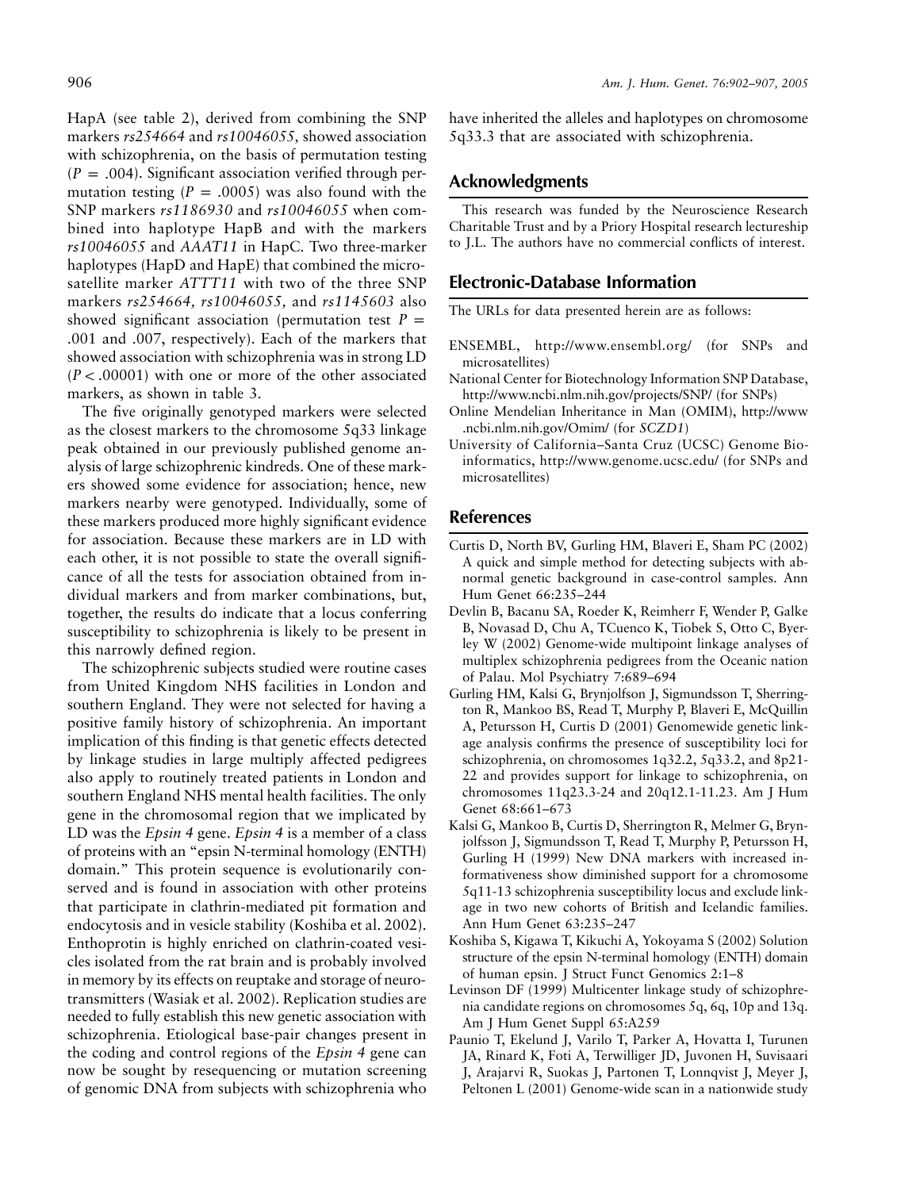HapA (see table 2), derived from combining the SNP markers *rs254664* and *rs10046055,* showed association with schizophrenia, on the basis of permutation testing ($P = .004$). Significant association verified through permutation testing ($P = .0005$) was also found with the SNP markers *rs1186930* and *rs10046055* when combined into haplotype HapB and with the markers *rs10046055* and *AAAT11* in HapC. Two three-marker haplotypes (HapD and HapE) that combined the microsatellite marker *ATTT11* with two of the three SNP markers *rs254664, rs10046055,* and *rs1145603* also showed significant association (permutation test $P =$ .001 and .007, respectively). Each of the markers that showed association with schizophrenia was in strong LD ($P < .00001$) with one or more of the other associated markers, as shown in table 3.

The five originally genotyped markers were selected as the closest markers to the chromosome 5q33 linkage peak obtained in our previously published genome analysis of large schizophrenic kindreds. One of these markers showed some evidence for association; hence, new markers nearby were genotyped. Individually, some of these markers produced more highly significant evidence for association. Because these markers are in LD with each other, it is not possible to state the overall significance of all the tests for association obtained from individual markers and from marker combinations, but, together, the results do indicate that a locus conferring susceptibility to schizophrenia is likely to be present in this narrowly defined region.

The schizophrenic subjects studied were routine cases from United Kingdom NHS facilities in London and southern England. They were not selected for having a positive family history of schizophrenia. An important implication of this finding is that genetic effects detected by linkage studies in large multiply affected pedigrees also apply to routinely treated patients in London and southern England NHS mental health facilities. The only gene in the chromosomal region that we implicated by LD was the *Epsin 4* gene. *Epsin 4* is a member of a class of proteins with an "epsin N-terminal homology (ENTH) domain." This protein sequence is evolutionarily conserved and is found in association with other proteins that participate in clathrin-mediated pit formation and endocytosis and in vesicle stability (Koshiba et al. 2002). Enthoprotin is highly enriched on clathrin-coated vesicles isolated from the rat brain and is probably involved in memory by its effects on reuptake and storage of neurotransmitters (Wasiak et al. 2002). Replication studies are needed to fully establish this new genetic association with schizophrenia. Etiological base-pair changes present in the coding and control regions of the *Epsin 4* gene can now be sought by resequencing or mutation screening of genomic DNA from subjects with schizophrenia who have inherited the alleles and haplotypes on chromosome 5q33.3 that are associated with schizophrenia.

## Acknowledgments

This research was funded by the Neuroscience Research Charitable Trust and by a Priory Hospital research lectureship to J.L. The authors have no commercial conflicts of interest.

## Electronic-Database Information

The URLs for data presented herein are as follows:

- ENSEMBL, http://www.ensembl.org/ (for SNPs and microsatellites)
- National Center for Biotechnology Information SNP Database, http://www.ncbi.nlm.nih.gov/projects/SNP/ (for SNPs)
- Online Mendelian Inheritance in Man (OMIM), http://www.ncbi.nlm.nih.gov/Omim/ (for *SCZD1*)
- University of California–Santa Cruz (UCSC) Genome Bioinformatics, http://www.genome.ucsc.edu/ (for SNPs and microsatellites)

## References

Curtis D, North BV, Gurling HM, Blaveri E, Sham PC (2002) A quick and simple method for detecting subjects with abnormal genetic background in case-control samples. Ann Hum Genet 66:235–244

Devlin B, Bacanu SA, Roeder K, Reimherr F, Wender P, Galke B, Novasad D, Chu A, TCuenco K, Tiobek S, Otto C, Byerley W (2002) Genome-wide multipoint linkage analyses of multiplex schizophrenia pedigrees from the Oceanic nation of Palau. Mol Psychiatry 7:689–694

Gurling HM, Kalsi G, Brynjolfson J, Sigmundsson T, Sherrington R, Mankoo BS, Read T, Murphy P, Blaveri E, McQuillin A, Petursson H, Curtis D (2001) Genomewide genetic linkage analysis confirms the presence of susceptibility loci for schizophrenia, on chromosomes 1q32.2, 5q33.2, and 8p21-22 and provides support for linkage to schizophrenia, on chromosomes 11q23.3-24 and 20q12.1-11.23. Am J Hum Genet 68:661–673

Kalsi G, Mankoo B, Curtis D, Sherrington R, Melmer G, Brynjolfsson J, Sigmundsson T, Read T, Murphy P, Petursson H, Gurling H (1999) New DNA markers with increased informativeness show diminished support for a chromosome 5q11-13 schizophrenia susceptibility locus and exclude linkage in two new cohorts of British and Icelandic families. Ann Hum Genet 63:235–247

Koshiba S, Kigawa T, Kikuchi A, Yokoyama S (2002) Solution structure of the epsin N-terminal homology (ENTH) domain of human epsin. J Struct Funct Genomics 2:1–8

Levinson DF (1999) Multicenter linkage study of schizophrenia candidate regions on chromosomes 5q, 6q, 10p and 13q. Am J Hum Genet Suppl 65:A259

Paunio T, Ekelund J, Varilo T, Parker A, Hovatta I, Turunen JA, Rinard K, Foti A, Terwilliger JD, Juvonen H, Suvisaari J, Arajarvi R, Suokas J, Partonen T, Lonnqvist J, Meyer J, Peltonen L (2001) Genome-wide scan in a nationwide study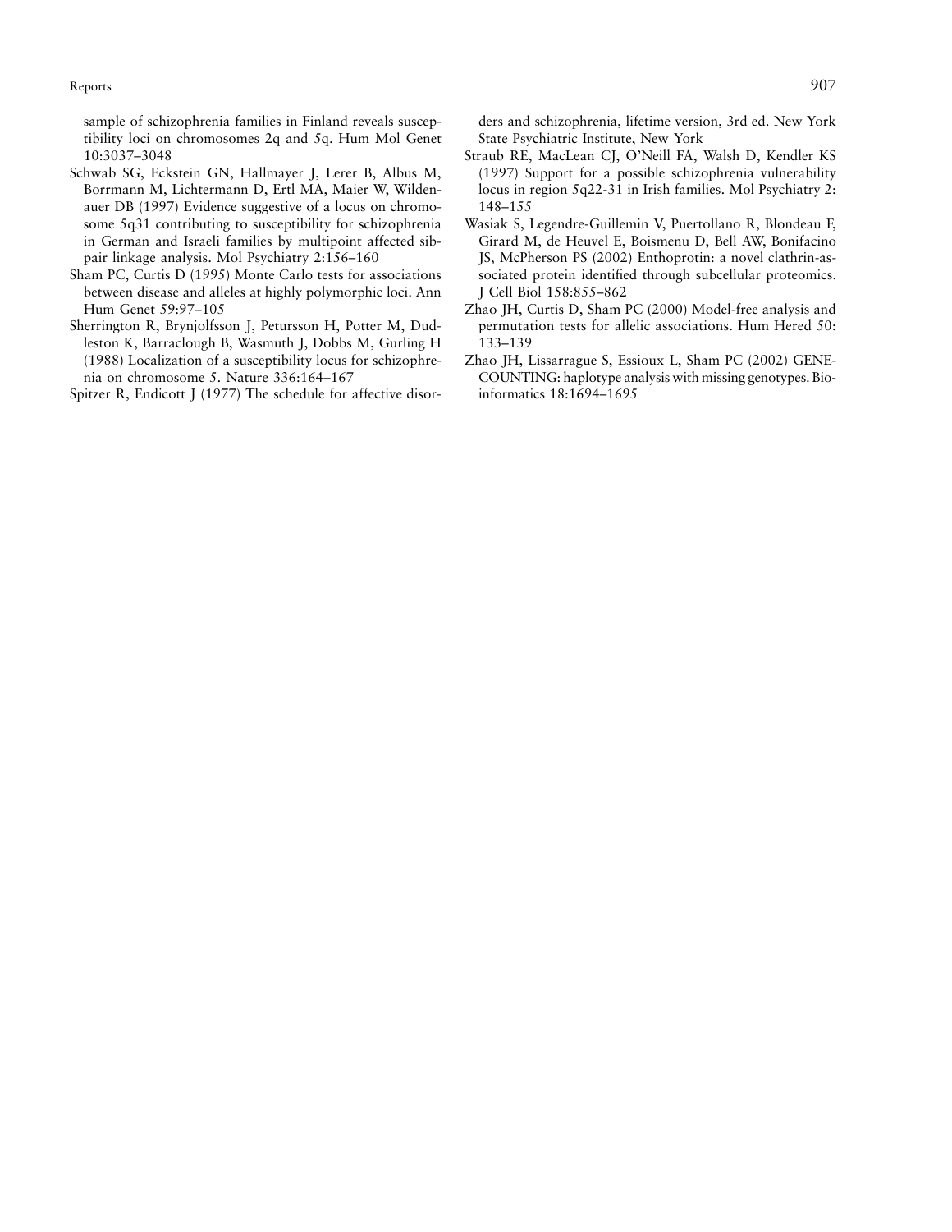sample of schizophrenia families in Finland reveals susceptibility loci on chromosomes 2q and 5q. Hum Mol Genet 10:3037–3048

Schwab SG, Eckstein GN, Hallmayer J, Lerer B, Albus M, Borrmann M, Lichtermann D, Ertl MA, Maier W, Wildenauer DB (1997) Evidence suggestive of a locus on chromosome 5q31 contributing to susceptibility for schizophrenia in German and Israeli families by multipoint affected sibpair linkage analysis. Mol Psychiatry 2:156–160

Sham PC, Curtis D (1995) Monte Carlo tests for associations between disease and alleles at highly polymorphic loci. Ann Hum Genet 59:97–105

Sherrington R, Brynjolfsson J, Petursson H, Potter M, Dudleston K, Barraclough B, Wasmuth J, Dobbs M, Gurling H (1988) Localization of a susceptibility locus for schizophrenia on chromosome 5. Nature 336:164–167

Spitzer R, Endicott J (1977) The schedule for affective disorders and schizophrenia, lifetime version, 3rd ed. New York State Psychiatric Institute, New York

Straub RE, MacLean CJ, O'Neill FA, Walsh D, Kendler KS (1997) Support for a possible schizophrenia vulnerability locus in region 5q22-31 in Irish families. Mol Psychiatry 2: 148–155

Wasiak S, Legendre-Guillemin V, Puertollano R, Blondeau F, Girard M, de Heuvel E, Boismenu D, Bell AW, Bonifacino JS, McPherson PS (2002) Enthoprotin: a novel clathrin-associated protein identified through subcellular proteomics. J Cell Biol 158:855–862

Zhao JH, Curtis D, Sham PC (2000) Model-free analysis and permutation tests for allelic associations. Hum Hered 50: 133–139

Zhao JH, Lissarrague S, Essioux L, Sham PC (2002) GENECOUNTING: haplotype analysis with missing genotypes. Bioinformatics 18:1694–1695